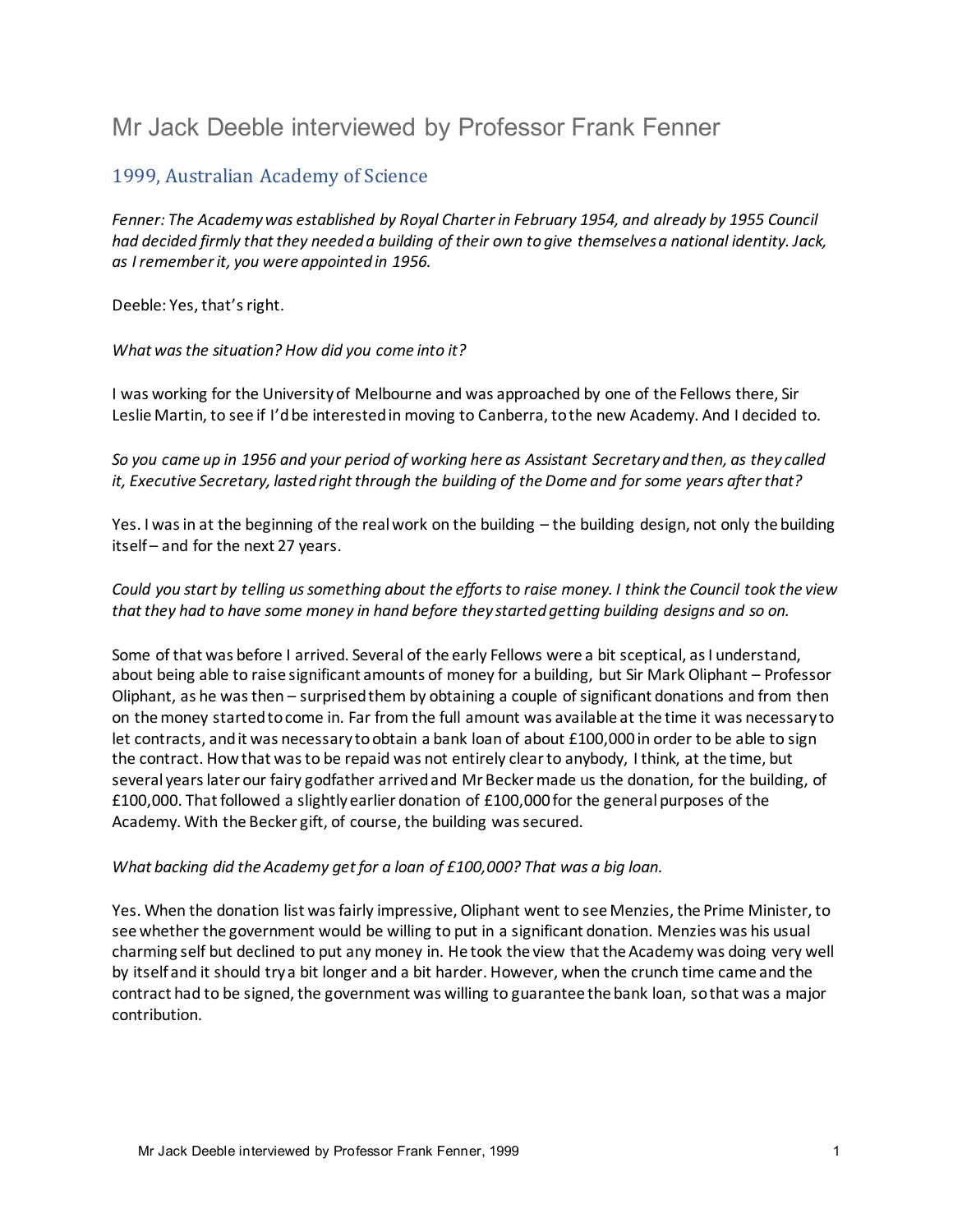# Mr Jack Deeble interviewed by Professor Frank Fenner

## 1999, Australian Academy of Science

*Fenner: The Academy was established by Royal Charter in February 1954, and already by 1955 Council had decided firmly that they needed a building of their own to give themselves a national identity. Jack, as I remember it, you were appointed in 1956.*

Deeble: Yes, that's right.

*What was the situation? How did you come into it?*

I was working for the University of Melbourne and was approached by one of the Fellows there, Sir Leslie Martin, to see if I'd be interested in moving to Canberra, to the new Academy. And I decided to.

*So you came up in 1956 and your period of working here as Assistant Secretary and then, as they called it, Executive Secretary, lasted right through the building of the Dome and for some years after that?*

Yes. I was in at the beginning of the real work on the building – the building design, not only the building itself – and for the next 27 years.

*Could you start by telling us something about the efforts to raise money. I think the Council took the view that they had to have some money in hand before they started getting building designs and so on.*

Some of that was before I arrived. Several of the early Fellows were a bit sceptical, as I understand, about being able to raise significant amounts of money for a building, but Sir Mark Oliphant – Professor Oliphant, as he was then – surprised them by obtaining a couple of significant donations and from then on the money started to come in. Far from the full amount was available at the time it was necessary to let contracts, and it was necessary to obtain a bank loan of about £100,000 in order to be able to sign the contract. How that was to be repaid was not entirely clear to anybody, I think, at the time, but several years later our fairy godfather arrived and Mr Becker made us the donation, for the building, of £100,000. That followed a slightly earlier donation of £100,000 for the general purposes of the Academy. With the Becker gift, of course, the building was secured.

*What backing did the Academy get for a loan of £100,000? That was a big loan.*

Yes. When the donation list was fairly impressive, Oliphant went to see Menzies, the Prime Minister, to see whether the government would be willing to put in a significant donation. Menzies was his usual charming self but declined to put any money in. He took the view that the Academy was doing very well by itself and it should try a bit longer and a bit harder. However, when the crunch time came and the contract had to be signed, the government was willing to guarantee the bank loan, so that was a major contribution.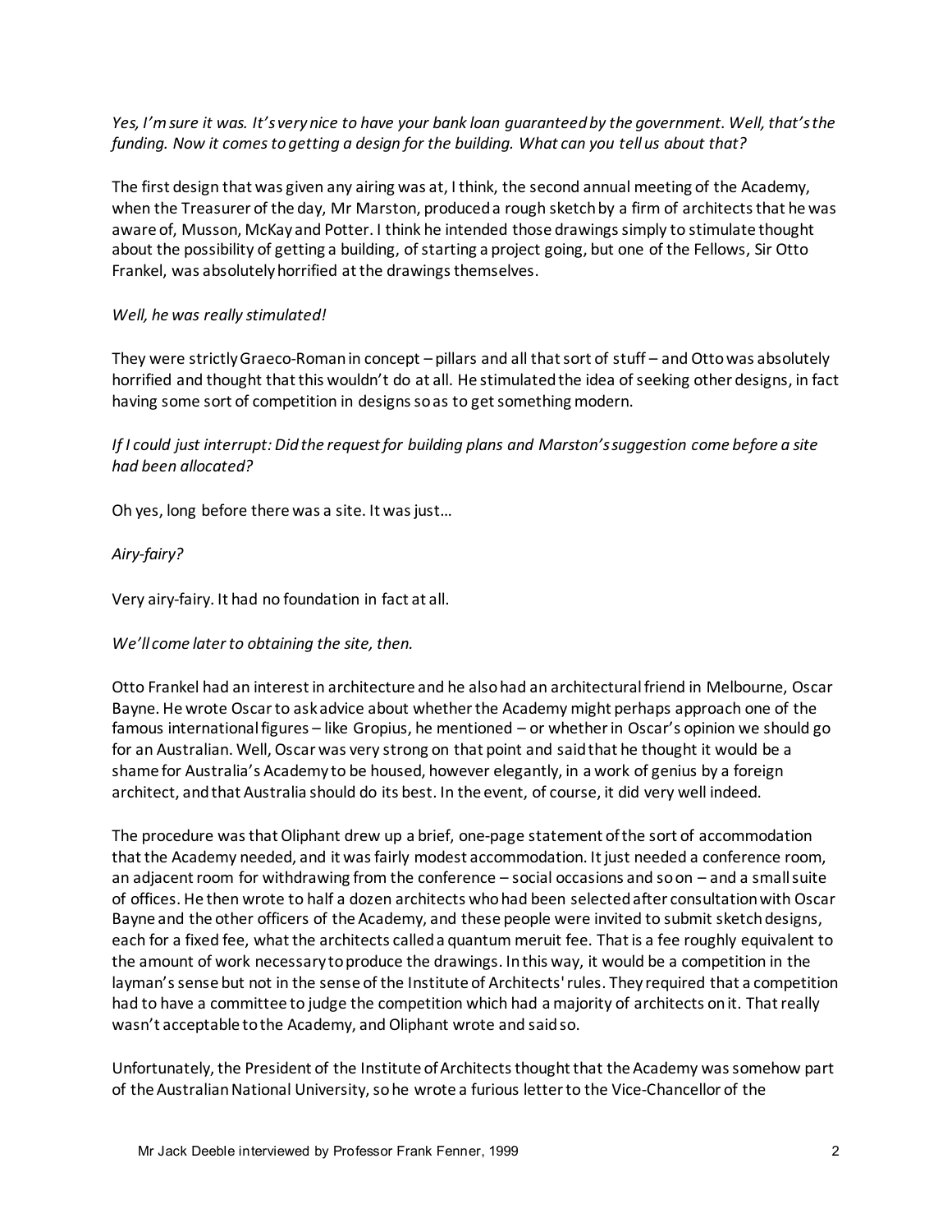*Yes, I'm sure it was. It's very nice to have your bank loan guaranteed by the government. Well, that's the funding. Now it comes to getting a design for the building. What can you tell us about that?*

The first design that was given any airing was at, I think, the second annual meeting of the Academy, when the Treasurer of the day, Mr Marston, produced a rough sketch by a firm of architects that he was aware of, Musson, McKay and Potter. I think he intended those drawings simply to stimulate thought about the possibility of getting a building, of starting a project going, but one of the Fellows, Sir Otto Frankel, was absolutely horrified at the drawings themselves.

*Well, he was really stimulated!*

They were strictly Graeco-Roman in concept – pillars and all that sort of stuff – and Otto was absolutely horrified and thought that this wouldn't do at all. He stimulated the idea of seeking other designs, in fact having some sort of competition in designs so as to get something modern.

*If I could just interrupt: Did the request for building plans and Marston's suggestion come before a site had been allocated?*

Oh yes, long before there was a site. It was just…

*Airy-fairy?*

Very airy-fairy. It had no foundation in fact at all.

*We'll come later to obtaining the site, then.*

Otto Frankel had an interest in architecture and he also had an architectural friend in Melbourne, Oscar Bayne. He wrote Oscar to ask advice about whether the Academy might perhaps approach one of the famous international figures – like Gropius, he mentioned – or whether in Oscar's opinion we should go for an Australian. Well, Oscar was very strong on that point and said that he thought it would be a shame for Australia's Academy to be housed, however elegantly, in a work of genius by a foreign architect, and that Australia should do its best. In the event, of course, it did very well indeed.

The procedure was that Oliphant drew up a brief, one-page statement of the sort of accommodation that the Academy needed, and it was fairly modest accommodation. It just needed a conference room, an adjacent room for withdrawing from the conference – social occasions and so on – and a small suite of offices. He then wrote to half a dozen architects who had been selected after consultation with Oscar Bayne and the other officers of the Academy, and these people were invited to submit sketch designs, each for a fixed fee, what the architects called a quantum meruit fee. That is a fee roughly equivalent to the amount of work necessary to produce the drawings. In this way, it would be a competition in the layman's sense but not in the sense of the Institute of Architects' rules. They required that a competition had to have a committee to judge the competition which had a majority of architects on it. That really wasn't acceptable to the Academy, and Oliphant wrote and said so.

Unfortunately, the President of the Institute of Architects thought that the Academy was somehow part of the Australian National University, so he wrote a furious letter to the Vice-Chancellor of the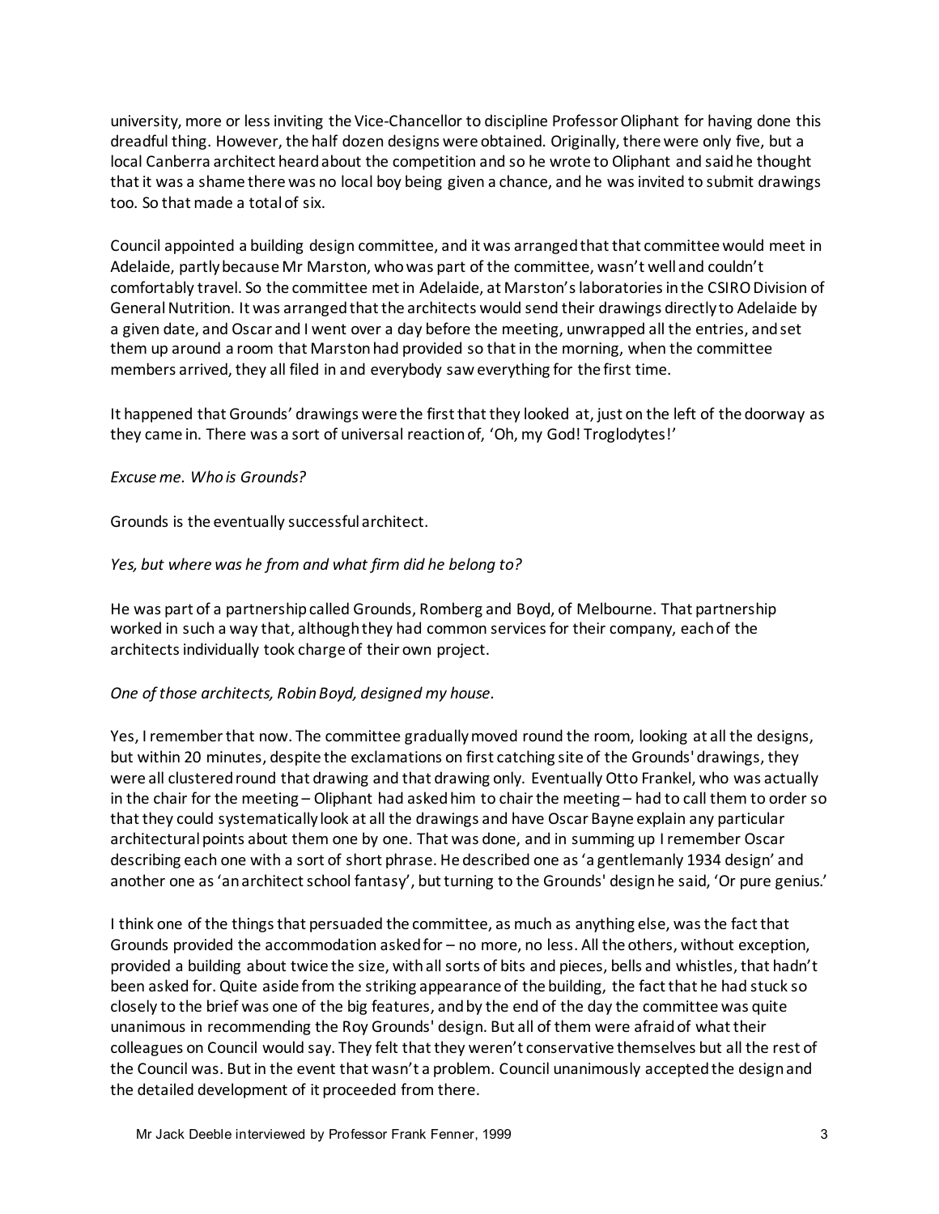university, more or less inviting the Vice-Chancellor to discipline Professor Oliphant for having done this dreadful thing. However, the half dozen designs were obtained. Originally, there were only five, but a local Canberra architect heard about the competition and so he wrote to Oliphant and said he thought that it was a shame there was no local boy being given a chance, and he was invited to submit drawings too. So that made a total of six.

Council appointed a building design committee, and it was arranged that that committee would meet in Adelaide, partly because Mr Marston, who was part of the committee, wasn't well and couldn't comfortably travel. So the committee met in Adelaide, at Marston's laboratories in the CSIRO Division of General Nutrition. It was arranged that the architects would send their drawings directly to Adelaide by a given date, and Oscar and I went over a day before the meeting, unwrapped all the entries, and set them up around a room that Marston had provided so that in the morning, when the committee members arrived, they all filed in and everybody saw everything for the first time.

It happened that Grounds' drawings were the first that they looked at, just on the left of the doorway as they came in. There was a sort of universal reaction of, 'Oh, my God! Troglodytes!'

*Excuse me. Who is Grounds?*

Grounds is the eventually successful architect.

*Yes, but where was he from and what firm did he belong to?*

He was part of a partnership called Grounds, Romberg and Boyd, of Melbourne. That partnership worked in such a way that, although they had common services for their company, each of the architects individually took charge of their own project.

*One of those architects, Robin Boyd, designed my house.*

Yes, I remember that now. The committee gradually moved round the room, looking at all the designs, but within 20 minutes, despite the exclamations on first catching site of the Grounds' drawings, they were all clustered round that drawing and that drawing only. Eventually Otto Frankel, who was actually in the chair for the meeting – Oliphant had asked him to chair the meeting – had to call them to order so that they could systematically look at all the drawings and have Oscar Bayne explain any particular architectural points about them one by one. That was done, and in summing up I remember Oscar describing each one with a sort of short phrase. He described one as 'a gentlemanly 1934 design' and another one as 'an architect school fantasy', but turning to the Grounds' design he said, 'Or pure genius.'

I think one of the things that persuaded the committee, as much as anything else, was the fact that Grounds provided the accommodation asked for – no more, no less. All the others, without exception, provided a building about twice the size, with all sorts of bits and pieces, bells and whistles, that hadn't been asked for. Quite aside from the striking appearance of the building, the fact that he had stuck so closely to the brief was one of the big features, and by the end of the day the committee was quite unanimous in recommending the Roy Grounds' design. But all of them were afraid of what their colleagues on Council would say. They felt that they weren't conservative themselves but all the rest of the Council was. But in the event that wasn't a problem. Council unanimously accepted the design and the detailed development of it proceeded from there.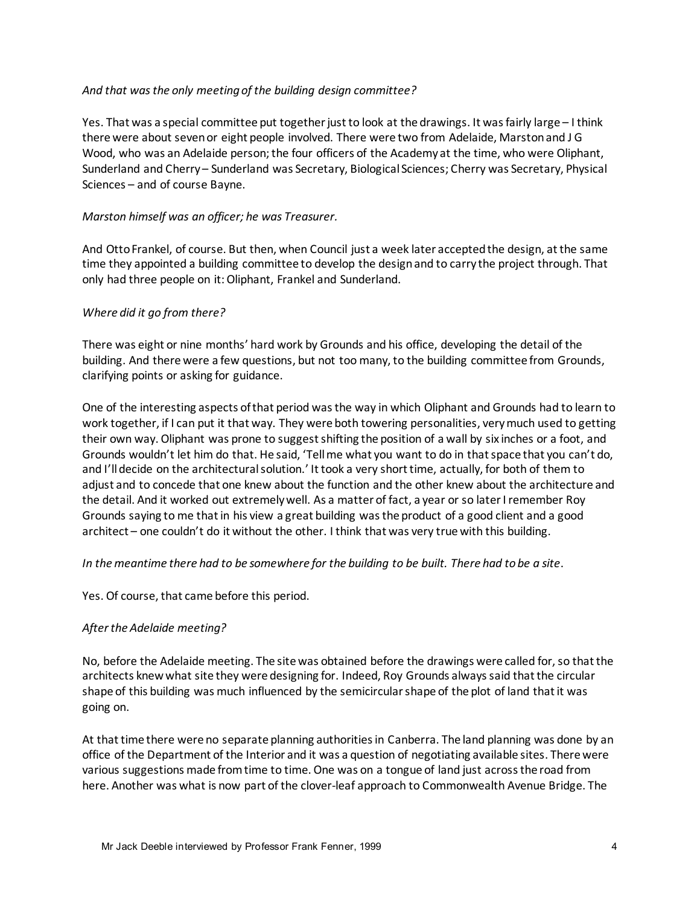*And that was the only meeting of the building design committee?*

Yes. That was a special committee put together just to look at the drawings. It was fairly large – I think there were about seven or eight people involved. There were two from Adelaide, Marston and J G Wood, who was an Adelaide person; the four officers of the Academy at the time, who were Oliphant, Sunderland and Cherry – Sunderland was Secretary, Biological Sciences; Cherry was Secretary, Physical Sciences – and of course Bayne.

*Marston himself was an officer; he was Treasurer.*

And Otto Frankel, of course. But then, when Council just a week later accepted the design, at the same time they appointed a building committee to develop the design and to carry the project through. That only had three people on it: Oliphant, Frankel and Sunderland.

*Where did it go from there?*

There was eight or nine months' hard work by Grounds and his office, developing the detail of the building. And there were a few questions, but not too many, to the building committee from Grounds, clarifying points or asking for guidance.

One of the interesting aspects of that period was the way in which Oliphant and Grounds had to learn to work together, if I can put it that way. They were both towering personalities, very much used to getting their own way. Oliphant was prone to suggest shifting the position of a wall by six inches or a foot, and Grounds wouldn't let him do that. He said, 'Tell me what you want to do in that space that you can't do, and I'll decide on the architectural solution.' It took a very short time, actually, for both of them to adjust and to concede that one knew about the function and the other knew about the architecture and the detail. And it worked out extremely well. As a matter of fact, a year or so later I remember Roy Grounds saying to me that in his view a great building was the product of a good client and a good architect – one couldn't do it without the other. I think that was very true with this building.

*In the meantime there had to be somewhere for the building to be built. There had to be a site.*

Yes. Of course, that came before this period.

*After the Adelaide meeting?*

No, before the Adelaide meeting. The site was obtained before the drawings were called for, so that the architects knew what site they were designing for. Indeed, Roy Grounds always said that the circular shape of this building was much influenced by the semicircular shape of the plot of land that it was going on.

At that time there were no separate planning authorities in Canberra. The land planning was done by an office of the Department of the Interior and it was a question of negotiating available sites. There were various suggestions made from time to time. One was on a tongue of land just across the road from here. Another was what is now part of the clover-leaf approach to Commonwealth Avenue Bridge. The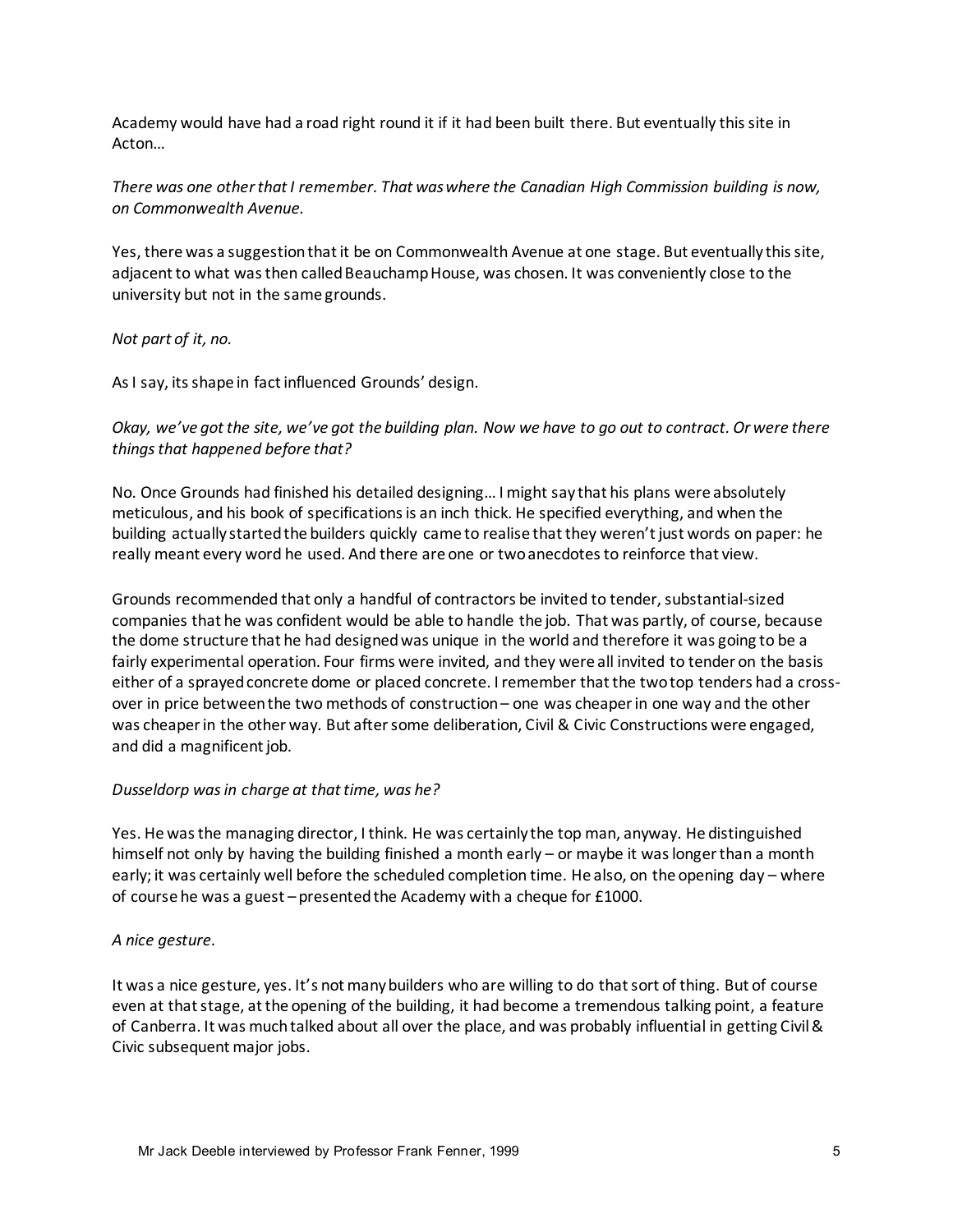Academy would have had a road right round it if it had been built there. But eventually this site in Acton…

*There was one other that I remember. That was where the Canadian High Commission building is now, on Commonwealth Avenue.*

Yes, there was a suggestion that it be on Commonwealth Avenue at one stage. But eventually this site, adjacent to what was then called Beauchamp House, was chosen. It was conveniently close to the university but not in the same grounds.

*Not part of it, no.*

As I say, its shape in fact influenced Grounds' design.

*Okay, we've got the site, we've got the building plan. Now we have to go out to contract. Or were there things that happened before that?*

No. Once Grounds had finished his detailed designing… I might say that his plans were absolutely meticulous, and his book of specifications is an inch thick. He specified everything, and when the building actually started the builders quickly came to realise that they weren't just words on paper: he really meant every word he used. And there are one or two anecdotes to reinforce that view.

Grounds recommended that only a handful of contractors be invited to tender, substantial-sized companies that he was confident would be able to handle the job. That was partly, of course, because the dome structure that he had designed was unique in the world and therefore it was going to be a fairly experimental operation. Four firms were invited, and they were all invited to tender on the basis either of a sprayed concrete dome or placed concrete. I remember that the two top tenders had a cross-over in price between the two methods of construction – one was cheaper in one way and the other was cheaper in the other way. But after some deliberation, Civil & Civic Constructions were engaged, and did a magnificent job.

*Dusseldorp was in charge at that time, was he?*

Yes. He was the managing director, I think. He was certainly the top man, anyway. He distinguished himself not only by having the building finished a month early – or maybe it was longer than a month early; it was certainly well before the scheduled completion time. He also, on the opening day – where of course he was a guest – presented the Academy with a cheque for £1000.

*A nice gesture.*

It was a nice gesture, yes. It's not many builders who are willing to do that sort of thing. But of course even at that stage, at the opening of the building, it had become a tremendous talking point, a feature of Canberra. It was much talked about all over the place, and was probably influential in getting Civil & Civic subsequent major jobs.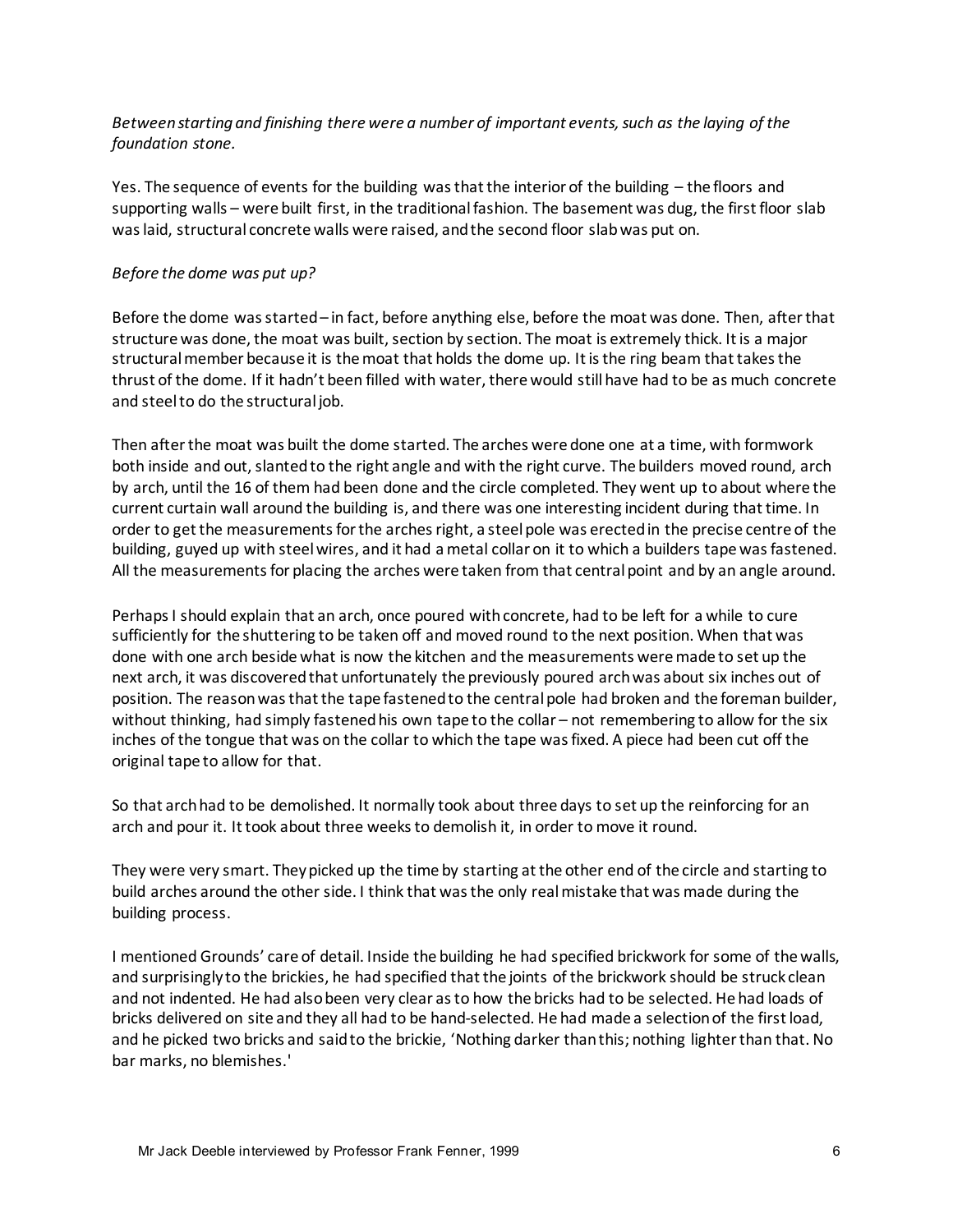*Between starting and finishing there were a number of important events, such as the laying of the foundation stone.*

Yes. The sequence of events for the building was that the interior of the building – the floors and supporting walls – were built first, in the traditional fashion. The basement was dug, the first floor slab was laid, structural concrete walls were raised, and the second floor slab was put on.

*Before the dome was put up?*

Before the dome was started – in fact, before anything else, before the moat was done. Then, after that structure was done, the moat was built, section by section. The moat is extremely thick. It is a major structural member because it is the moat that holds the dome up. It is the ring beam that takes the thrust of the dome. If it hadn't been filled with water, there would still have had to be as much concrete and steel to do the structural job.

Then after the moat was built the dome started. The arches were done one at a time, with formwork both inside and out, slanted to the right angle and with the right curve. The builders moved round, arch by arch, until the 16 of them had been done and the circle completed. They went up to about where the current curtain wall around the building is, and there was one interesting incident during that time. In order to get the measurements for the arches right, a steel pole was erected in the precise centre of the building, guyed up with steel wires, and it had a metal collar on it to which a builders tape was fastened. All the measurements for placing the arches were taken from that central point and by an angle around.

Perhaps I should explain that an arch, once poured with concrete, had to be left for a while to cure sufficiently for the shuttering to be taken off and moved round to the next position. When that was done with one arch beside what is now the kitchen and the measurements were made to set up the next arch, it was discovered that unfortunately the previously poured arch was about six inches out of position. The reason was that the tape fastened to the central pole had broken and the foreman builder, without thinking, had simply fastened his own tape to the collar – not remembering to allow for the six inches of the tongue that was on the collar to which the tape was fixed. A piece had been cut off the original tape to allow for that.

So that arch had to be demolished. It normally took about three days to set up the reinforcing for an arch and pour it. It took about three weeks to demolish it, in order to move it round.

They were very smart. They picked up the time by starting at the other end of the circle and starting to build arches around the other side. I think that was the only real mistake that was made during the building process.

I mentioned Grounds' care of detail. Inside the building he had specified brickwork for some of the walls, and surprisingly to the brickies, he had specified that the joints of the brickwork should be struck clean and not indented. He had also been very clear as to how the bricks had to be selected. He had loads of bricks delivered on site and they all had to be hand-selected. He had made a selection of the first load, and he picked two bricks and said to the brickie, 'Nothing darker than this; nothing lighter than that. No bar marks, no blemishes.'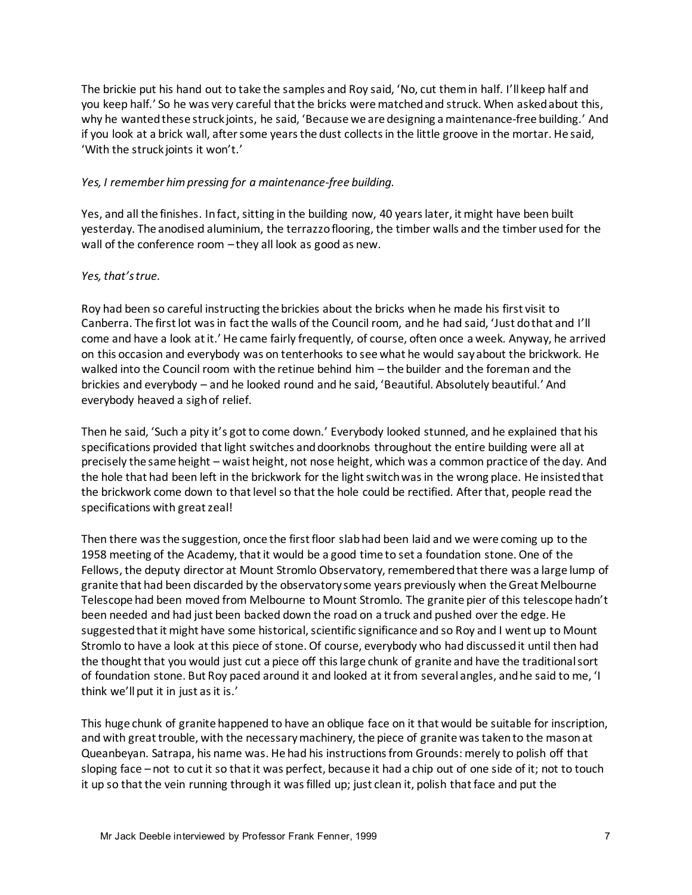The brickie put his hand out to take the samples and Roy said, 'No, cut them in half. I'll keep half and you keep half.' So he was very careful that the bricks were matched and struck. When asked about this, why he wanted these struck joints, he said, 'Because we are designing a maintenance-free building.' And if you look at a brick wall, after some years the dust collects in the little groove in the mortar. He said, 'With the struck joints it won't.'

*Yes, I remember him pressing for a maintenance-free building.*

Yes, and all the finishes. In fact, sitting in the building now, 40 years later, it might have been built yesterday. The anodised aluminium, the terrazzo flooring, the timber walls and the timber used for the wall of the conference room – they all look as good as new.

*Yes, that's true.*

Roy had been so careful instructing the brickies about the bricks when he made his first visit to Canberra. The first lot was in fact the walls of the Council room, and he had said, 'Just do that and I'll come and have a look at it.' He came fairly frequently, of course, often once a week. Anyway, he arrived on this occasion and everybody was on tenterhooks to see what he would say about the brickwork. He walked into the Council room with the retinue behind him – the builder and the foreman and the brickies and everybody – and he looked round and he said, 'Beautiful. Absolutely beautiful.' And everybody heaved a sigh of relief.

Then he said, 'Such a pity it's got to come down.' Everybody looked stunned, and he explained that his specifications provided that light switches and doorknobs throughout the entire building were all at precisely the same height – waist height, not nose height, which was a common practice of the day. And the hole that had been left in the brickwork for the light switch was in the wrong place. He insisted that the brickwork come down to that level so that the hole could be rectified. After that, people read the specifications with great zeal!

Then there was the suggestion, once the first floor slab had been laid and we were coming up to the 1958 meeting of the Academy, that it would be a good time to set a foundation stone. One of the Fellows, the deputy director at Mount Stromlo Observatory, remembered that there was a large lump of granite that had been discarded by the observatory some years previously when the Great Melbourne Telescope had been moved from Melbourne to Mount Stromlo. The granite pier of this telescope hadn't been needed and had just been backed down the road on a truck and pushed over the edge. He suggested that it might have some historical, scientific significance and so Roy and I went up to Mount Stromlo to have a look at this piece of stone. Of course, everybody who had discussed it until then had the thought that you would just cut a piece off this large chunk of granite and have the traditional sort of foundation stone. But Roy paced around it and looked at it from several angles, and he said to me, 'I think we'll put it in just as it is.'

This huge chunk of granite happened to have an oblique face on it that would be suitable for inscription, and with great trouble, with the necessary machinery, the piece of granite was taken to the mason at Queanbeyan. Satrapa, his name was. He had his instructions from Grounds: merely to polish off that sloping face – not to cut it so that it was perfect, because it had a chip out of one side of it; not to touch it up so that the vein running through it was filled up; just clean it, polish that face and put the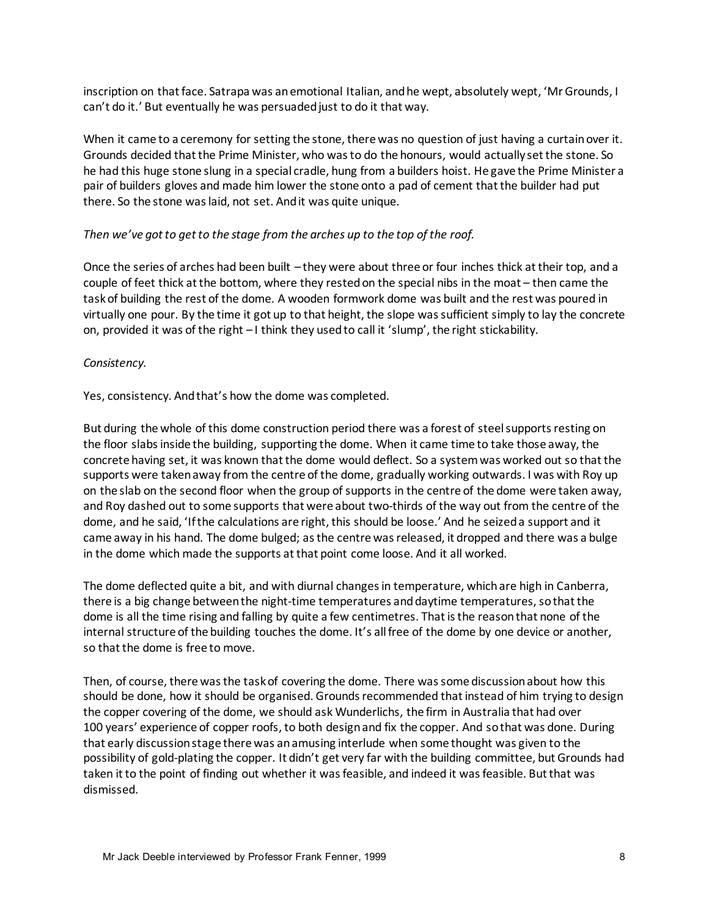inscription on that face. Satrapa was an emotional Italian, and he wept, absolutely wept, 'Mr Grounds, I can't do it.' But eventually he was persuaded just to do it that way.

When it came to a ceremony for setting the stone, there was no question of just having a curtain over it. Grounds decided that the Prime Minister, who was to do the honours, would actually set the stone. So he had this huge stone slung in a special cradle, hung from a builders hoist. He gave the Prime Minister a pair of builders gloves and made him lower the stone onto a pad of cement that the builder had put there. So the stone was laid, not set. And it was quite unique.

*Then we've got to get to the stage from the arches up to the top of the roof.*

Once the series of arches had been built – they were about three or four inches thick at their top, and a couple of feet thick at the bottom, where they rested on the special nibs in the moat – then came the task of building the rest of the dome. A wooden formwork dome was built and the rest was poured in virtually one pour. By the time it got up to that height, the slope was sufficient simply to lay the concrete on, provided it was of the right – I think they used to call it 'slump', the right stickability.

*Consistency.*

Yes, consistency. And that's how the dome was completed.

But during the whole of this dome construction period there was a forest of steel supports resting on the floor slabs inside the building, supporting the dome. When it came time to take those away, the concrete having set, it was known that the dome would deflect. So a system was worked out so that the supports were taken away from the centre of the dome, gradually working outwards. I was with Roy up on the slab on the second floor when the group of supports in the centre of the dome were taken away, and Roy dashed out to some supports that were about two-thirds of the way out from the centre of the dome, and he said, 'If the calculations are right, this should be loose.' And he seized a support and it came away in his hand. The dome bulged; as the centre was released, it dropped and there was a bulge in the dome which made the supports at that point come loose. And it all worked.

The dome deflected quite a bit, and with diurnal changes in temperature, which are high in Canberra, there is a big change between the night-time temperatures and daytime temperatures, so that the dome is all the time rising and falling by quite a few centimetres. That is the reason that none of the internal structure of the building touches the dome. It's all free of the dome by one device or another, so that the dome is free to move.

Then, of course, there was the task of covering the dome. There was some discussion about how this should be done, how it should be organised. Grounds recommended that instead of him trying to design the copper covering of the dome, we should ask Wunderlichs, the firm in Australia that had over 100 years' experience of copper roofs, to both design and fix the copper. And so that was done. During that early discussion stage there was an amusing interlude when some thought was given to the possibility of gold-plating the copper. It didn't get very far with the building committee, but Grounds had taken it to the point of finding out whether it was feasible, and indeed it was feasible. But that was dismissed.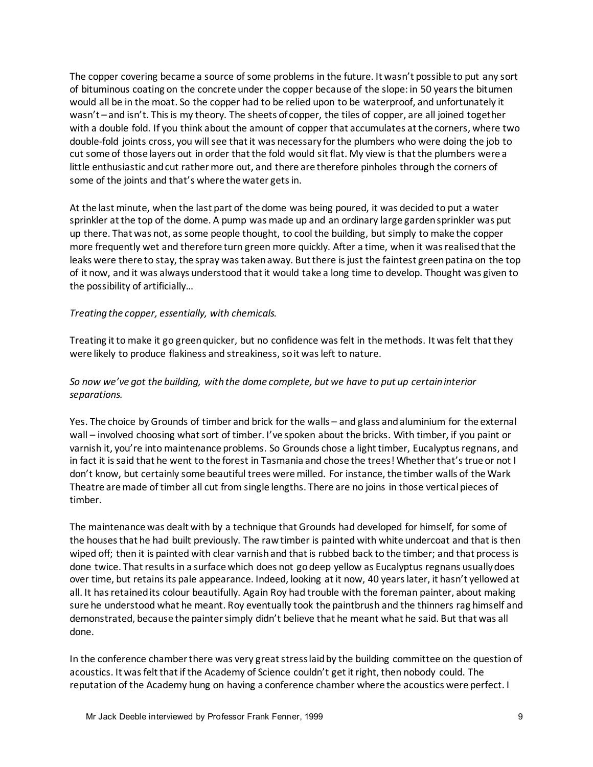The copper covering became a source of some problems in the future. It wasn't possible to put any sort of bituminous coating on the concrete under the copper because of the slope: in 50 years the bitumen would all be in the moat. So the copper had to be relied upon to be waterproof, and unfortunately it wasn't – and isn't. This is my theory. The sheets of copper, the tiles of copper, are all joined together with a double fold. If you think about the amount of copper that accumulates at the corners, where two double-fold joints cross, you will see that it was necessary for the plumbers who were doing the job to cut some of those layers out in order that the fold would sit flat. My view is that the plumbers were a little enthusiastic and cut rather more out, and there are therefore pinholes through the corners of some of the joints and that's where the water gets in.

At the last minute, when the last part of the dome was being poured, it was decided to put a water sprinkler at the top of the dome. A pump was made up and an ordinary large garden sprinkler was put up there. That was not, as some people thought, to cool the building, but simply to make the copper more frequently wet and therefore turn green more quickly. After a time, when it was realised that the leaks were there to stay, the spray was taken away. But there is just the faintest green patina on the top of it now, and it was always understood that it would take a long time to develop. Thought was given to the possibility of artificially…

*Treating the copper, essentially, with chemicals.*

Treating it to make it go green quicker, but no confidence was felt in the methods. It was felt that they were likely to produce flakiness and streakiness, so it was left to nature.

*So now we've got the building, with the dome complete, but we have to put up certain interior separations.*

Yes. The choice by Grounds of timber and brick for the walls – and glass and aluminium for the external wall – involved choosing what sort of timber. I've spoken about the bricks. With timber, if you paint or varnish it, you're into maintenance problems. So Grounds chose a light timber, Eucalyptus regnans, and in fact it is said that he went to the forest in Tasmania and chose the trees! Whether that's true or not I don't know, but certainly some beautiful trees were milled. For instance, the timber walls of the Wark Theatre are made of timber all cut from single lengths. There are no joins in those vertical pieces of timber.

The maintenance was dealt with by a technique that Grounds had developed for himself, for some of the houses that he had built previously. The raw timber is painted with white undercoat and that is then wiped off; then it is painted with clear varnish and that is rubbed back to the timber; and that process is done twice. That results in a surface which does not go deep yellow as Eucalyptus regnans usually does over time, but retains its pale appearance. Indeed, looking at it now, 40 years later, it hasn't yellowed at all. It has retained its colour beautifully. Again Roy had trouble with the foreman painter, about making sure he understood what he meant. Roy eventually took the paintbrush and the thinners rag himself and demonstrated, because the painter simply didn't believe that he meant what he said. But that was all done.

In the conference chamber there was very great stress laid by the building committee on the question of acoustics. It was felt that if the Academy of Science couldn't get it right, then nobody could. The reputation of the Academy hung on having a conference chamber where the acoustics were perfect. I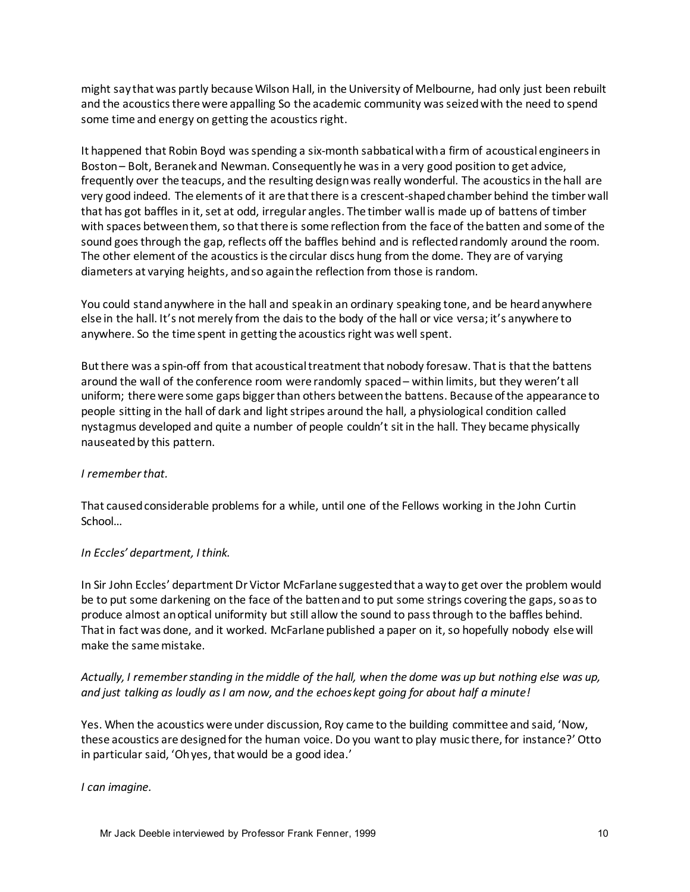might say that was partly because Wilson Hall, in the University of Melbourne, had only just been rebuilt and the acoustics there were appalling So the academic community was seized with the need to spend some time and energy on getting the acoustics right.

It happened that Robin Boyd was spending a six-month sabbatical with a firm of acoustical engineers in Boston – Bolt, Beranek and Newman. Consequently he was in a very good position to get advice, frequently over the teacups, and the resulting design was really wonderful. The acoustics in the hall are very good indeed. The elements of it are that there is a crescent-shaped chamber behind the timber wall that has got baffles in it, set at odd, irregular angles. The timber wall is made up of battens of timber with spaces between them, so that there is some reflection from the face of the batten and some of the sound goes through the gap, reflects off the baffles behind and is reflected randomly around the room. The other element of the acoustics is the circular discs hung from the dome. They are of varying diameters at varying heights, and so again the reflection from those is random.

You could stand anywhere in the hall and speak in an ordinary speaking tone, and be heard anywhere else in the hall. It's not merely from the dais to the body of the hall or vice versa; it's anywhere to anywhere. So the time spent in getting the acoustics right was well spent.

But there was a spin-off from that acoustical treatment that nobody foresaw. That is that the battens around the wall of the conference room were randomly spaced – within limits, but they weren't all uniform; there were some gaps bigger than others between the battens. Because of the appearance to people sitting in the hall of dark and light stripes around the hall, a physiological condition called nystagmus developed and quite a number of people couldn't sit in the hall. They became physically nauseated by this pattern.

*I remember that.*

That caused considerable problems for a while, until one of the Fellows working in the John Curtin School…

*In Eccles' department, I think.*

In Sir John Eccles' department Dr Victor McFarlane suggested that a way to get over the problem would be to put some darkening on the face of the batten and to put some strings covering the gaps, so as to produce almost an optical uniformity but still allow the sound to pass through to the baffles behind. That in fact was done, and it worked. McFarlane published a paper on it, so hopefully nobody else will make the same mistake.

*Actually, I remember standing in the middle of the hall, when the dome was up but nothing else was up, and just talking as loudly as I am now, and the echoes kept going for about half a minute!*

Yes. When the acoustics were under discussion, Roy came to the building committee and said, 'Now, these acoustics are designed for the human voice. Do you want to play music there, for instance?' Otto in particular said, 'Oh yes, that would be a good idea.'

*I can imagine.*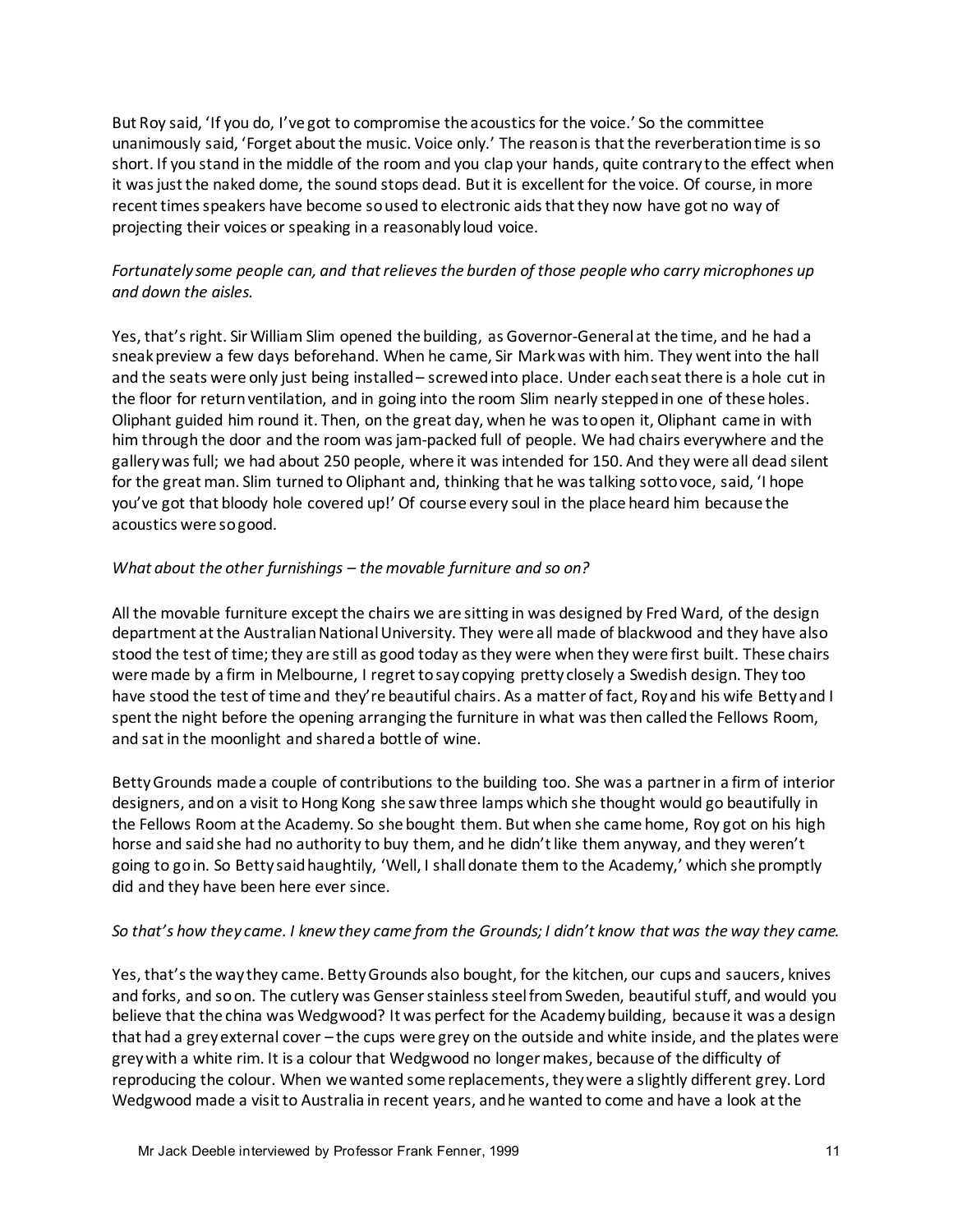But Roy said, 'If you do, I've got to compromise the acoustics for the voice.' So the committee unanimously said, 'Forget about the music. Voice only.' The reason is that the reverberation time is so short. If you stand in the middle of the room and you clap your hands, quite contrary to the effect when it was just the naked dome, the sound stops dead. But it is excellent for the voice. Of course, in more recent times speakers have become so used to electronic aids that they now have got no way of projecting their voices or speaking in a reasonably loud voice.

*Fortunately some people can, and that relieves the burden of those people who carry microphones up and down the aisles.*

Yes, that's right. Sir William Slim opened the building, as Governor-General at the time, and he had a sneak preview a few days beforehand. When he came, Sir Mark was with him. They went into the hall and the seats were only just being installed – screwed into place. Under each seat there is a hole cut in the floor for return ventilation, and in going into the room Slim nearly stepped in one of these holes. Oliphant guided him round it. Then, on the great day, when he was to open it, Oliphant came in with him through the door and the room was jam-packed full of people. We had chairs everywhere and the gallery was full; we had about 250 people, where it was intended for 150. And they were all dead silent for the great man. Slim turned to Oliphant and, thinking that he was talking sotto voce, said, 'I hope you've got that bloody hole covered up!' Of course every soul in the place heard him because the acoustics were so good.

*What about the other furnishings – the movable furniture and so on?*

All the movable furniture except the chairs we are sitting in was designed by Fred Ward, of the design department at the Australian National University. They were all made of blackwood and they have also stood the test of time; they are still as good today as they were when they were first built. These chairs were made by a firm in Melbourne, I regret to say copying pretty closely a Swedish design. They too have stood the test of time and they're beautiful chairs. As a matter of fact, Roy and his wife Betty and I spent the night before the opening arranging the furniture in what was then called the Fellows Room, and sat in the moonlight and shared a bottle of wine.

Betty Grounds made a couple of contributions to the building too. She was a partner in a firm of interior designers, and on a visit to Hong Kong she saw three lamps which she thought would go beautifully in the Fellows Room at the Academy. So she bought them. But when she came home, Roy got on his high horse and said she had no authority to buy them, and he didn't like them anyway, and they weren't going to go in. So Betty said haughtily, 'Well, I shall donate them to the Academy,' which she promptly did and they have been here ever since.

*So that's how they came. I knew they came from the Grounds; I didn't know that was the way they came.*

Yes, that's the way they came. Betty Grounds also bought, for the kitchen, our cups and saucers, knives and forks, and so on. The cutlery was Genser stainless steel from Sweden, beautiful stuff, and would you believe that the china was Wedgwood? It was perfect for the Academy building, because it was a design that had a grey external cover – the cups were grey on the outside and white inside, and the plates were grey with a white rim. It is a colour that Wedgwood no longer makes, because of the difficulty of reproducing the colour. When we wanted some replacements, they were a slightly different grey. Lord Wedgwood made a visit to Australia in recent years, and he wanted to come and have a look at the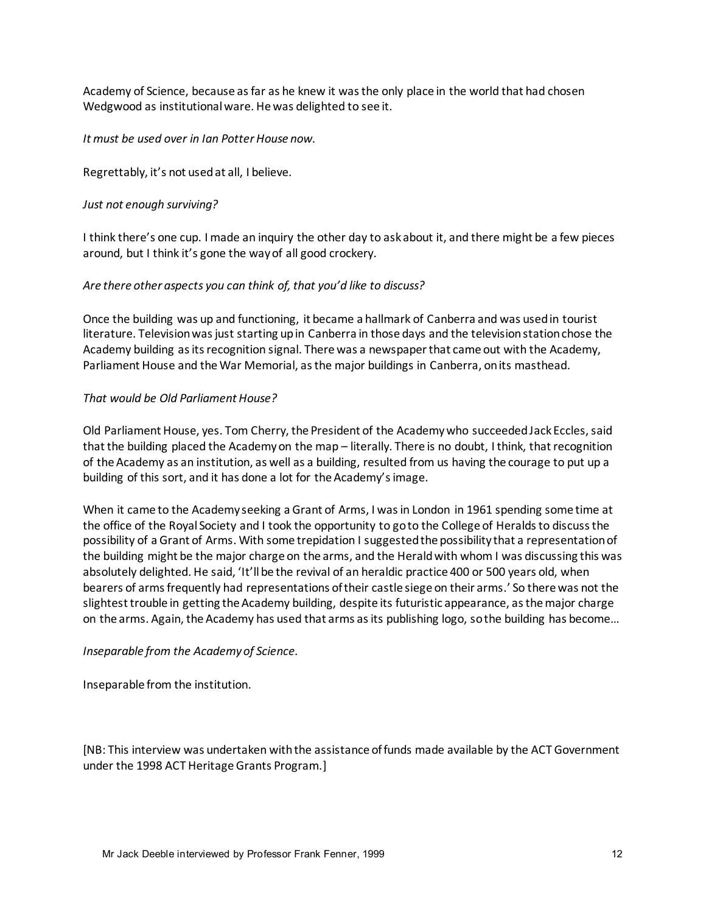Academy of Science, because as far as he knew it was the only place in the world that had chosen Wedgwood as institutional ware. He was delighted to see it.

*It must be used over in Ian Potter House now.*

Regrettably, it's not used at all, I believe.

*Just not enough surviving?*

I think there's one cup. I made an inquiry the other day to ask about it, and there might be a few pieces around, but I think it's gone the way of all good crockery.

*Are there other aspects you can think of, that you'd like to discuss?*

Once the building was up and functioning, it became a hallmark of Canberra and was used in tourist literature. Television was just starting up in Canberra in those days and the television station chose the Academy building as its recognition signal. There was a newspaper that came out with the Academy, Parliament House and the War Memorial, as the major buildings in Canberra, on its masthead.

*That would be Old Parliament House?*

Old Parliament House, yes. Tom Cherry, the President of the Academy who succeeded Jack Eccles, said that the building placed the Academy on the map – literally. There is no doubt, I think, that recognition of the Academy as an institution, as well as a building, resulted from us having the courage to put up a building of this sort, and it has done a lot for the Academy's image.

When it came to the Academy seeking a Grant of Arms, I was in London in 1961 spending some time at the office of the Royal Society and I took the opportunity to go to the College of Heralds to discuss the possibility of a Grant of Arms. With some trepidation I suggested the possibility that a representation of the building might be the major charge on the arms, and the Herald with whom I was discussing this was absolutely delighted. He said, 'It'll be the revival of an heraldic practice 400 or 500 years old, when bearers of arms frequently had representations of their castle siege on their arms.' So there was not the slightest trouble in getting the Academy building, despite its futuristic appearance, as the major charge on the arms. Again, the Academy has used that arms as its publishing logo, so the building has become…

*Inseparable from the Academy of Science.*

Inseparable from the institution.

[NB: This interview was undertaken with the assistance of funds made available by the ACT Government under the 1998 ACT Heritage Grants Program.]